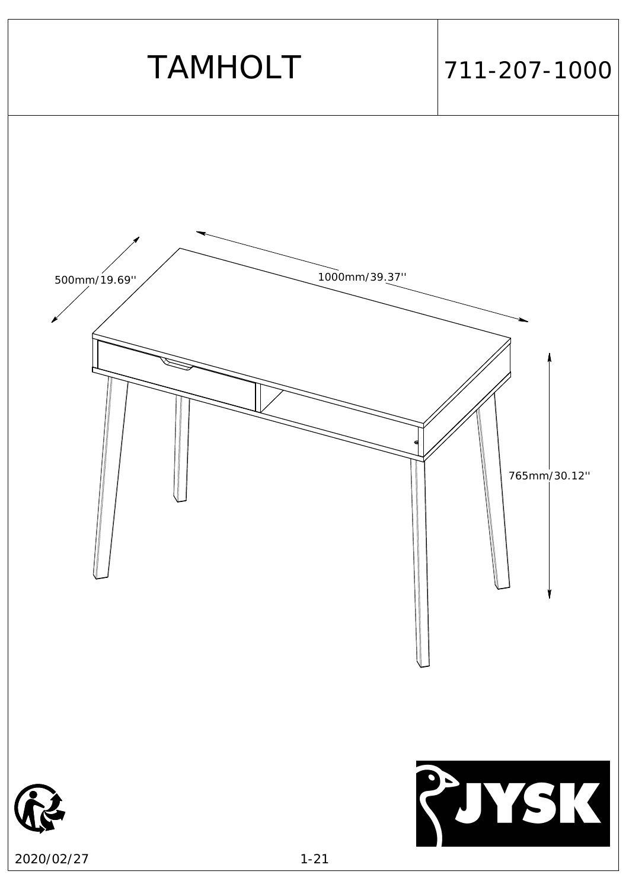| TAMHOLT | 711-207-1000 |
|---|---|

500mm/19.69''

1000mm/39.37''

765mm/30.12''

JYSK

2020/02/27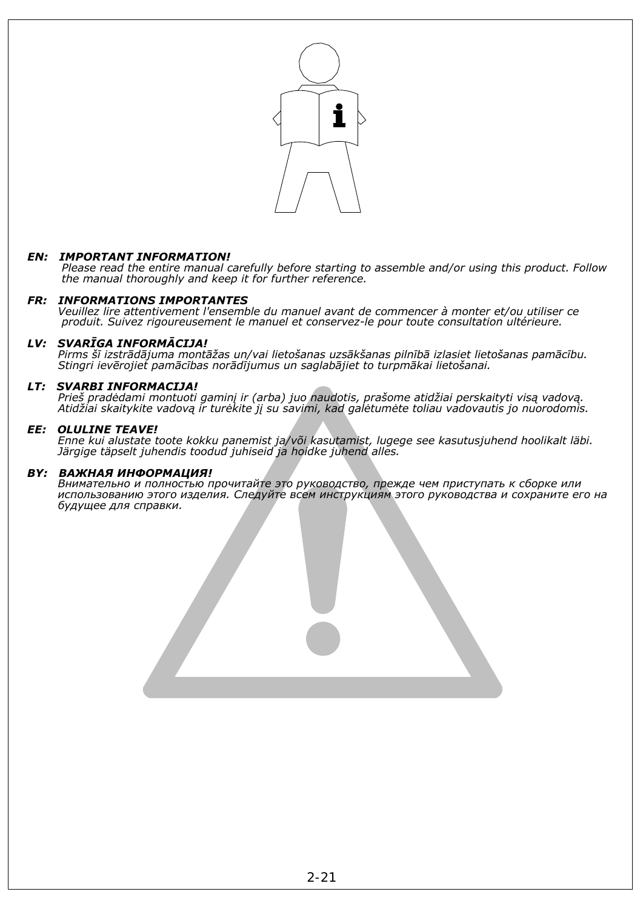***EN: IMPORTANT INFORMATION!***
*Please read the entire manual carefully before starting to assemble and/or using this product. Follow the manual thoroughly and keep it for further reference.*

***FR: INFORMATIONS IMPORTANTES***
*Veuillez lire attentivement l'ensemble du manuel avant de commencer à monter et/ou utiliser ce produit. Suivez rigoureusement le manuel et conservez-le pour toute consultation ultérieure.*

***LV: SVARĪGA INFORMĀCIJA!***
*Pirms šī izstrādājuma montāžas un/vai lietošanas uzsākšanas pilnībā izlasiet lietošanas pamācību. Stingri ievērojiet pamācības norādījumus un saglabājiet to turpmākai lietošanai.*

***LT: SVARBI INFORMACIJA!***
*Prieš pradėdami montuoti gaminį ir (arba) juo naudotis, prašome atidžiai perskaityti visą vadovą. Atidžiai skaitykite vadovą ir turėkite jį su savimi, kad galėtumėte toliau vadovautis jo nuorodomis.*

***EE: OLULINE TEAVE!***
*Enne kui alustate toote kokku panemist ja/või kasutamist, lugege see kasutusjuhend hoolikalt läbi. Järgige täpselt juhendis toodud juhiseid ja hoidke juhend alles.*

***BY: ВАЖНАЯ ИНФОРМАЦИЯ!***
*Внимательно и полностью прочитайте это руководство, прежде чем приступать к сборке или использованию этого изделия. Следуйте всем инструкциям этого руководства и сохраните его на будущее для справки.*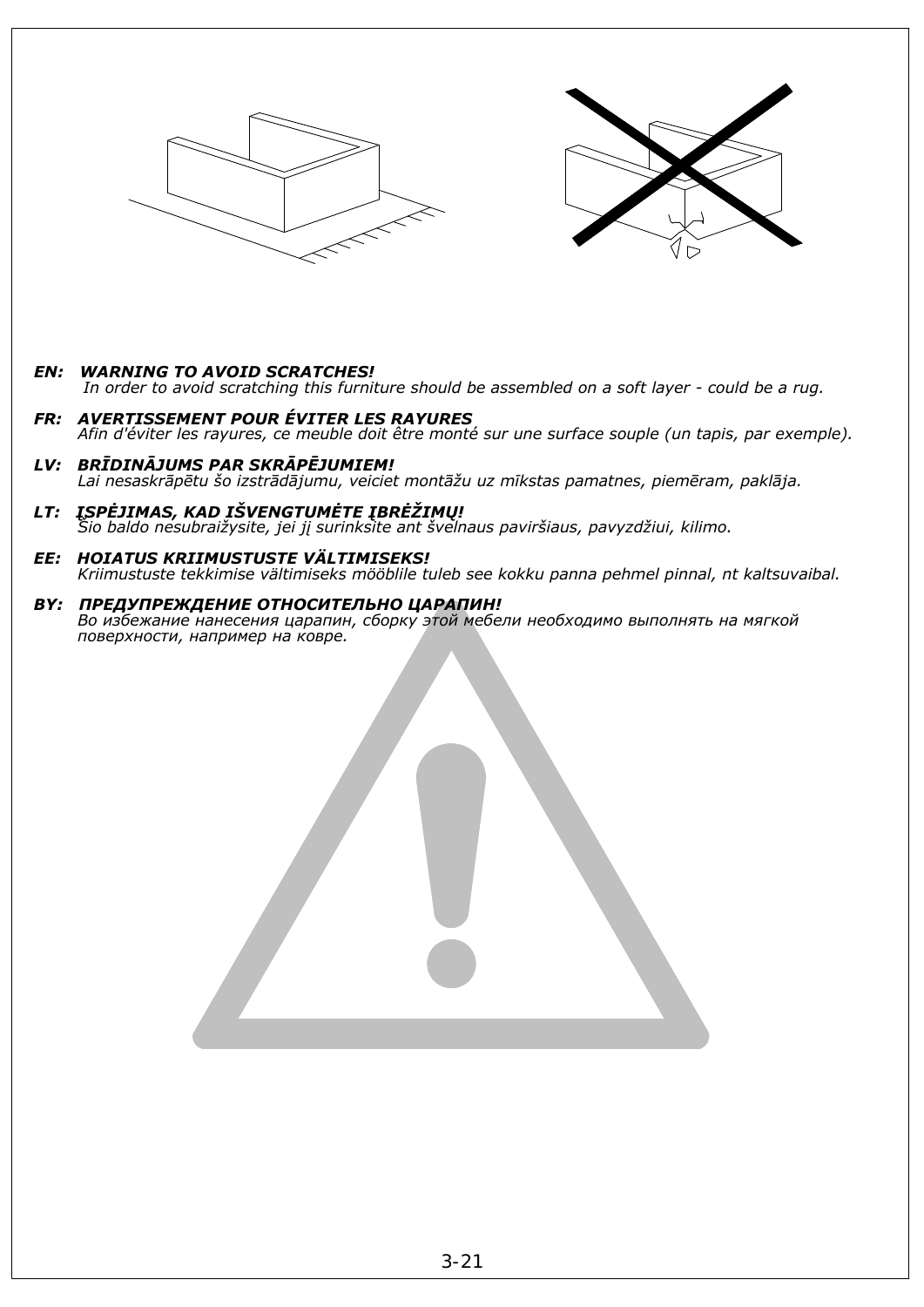***EN: WARNING TO AVOID SCRATCHES!***
*In order to avoid scratching this furniture should be assembled on a soft layer - could be a rug.*

***FR: AVERTISSEMENT POUR ÉVITER LES RAYURES***
*Afin d'éviter les rayures, ce meuble doit être monté sur une surface souple (un tapis, par exemple).*

***LV: BRĪDINĀJUMS PAR SKRĀPĒJUMIEM!***
*Lai nesaskrāpētu šo izstrādājumu, veiciet montāžu uz mīkstas pamatnes, piemēram, paklāja.*

***LT: ĮSPĖJIMAS, KAD IŠVENGTUMĖTE ĮBRĖŽIMŲ!***
*Šio baldo nesubraižysite, jei jį surinksite ant švelnaus paviršiaus, pavyzdžiui, kilimo.*

***EE: HOIATUS KRIIMUSTUSTE VÄLTIMISEKS!***
*Kriimustuste tekkimise vältimiseks mööblile tuleb see kokku panna pehmel pinnal, nt kaltsuvaibal.*

***BY: ПРЕДУПРЕЖДЕНИЕ ОТНОСИТЕЛЬНО ЦАРАПИН!***
*Во избежание нанесения царапин, сборку этой мебели необходимо выполнять на мягкой поверхности, например на ковре.*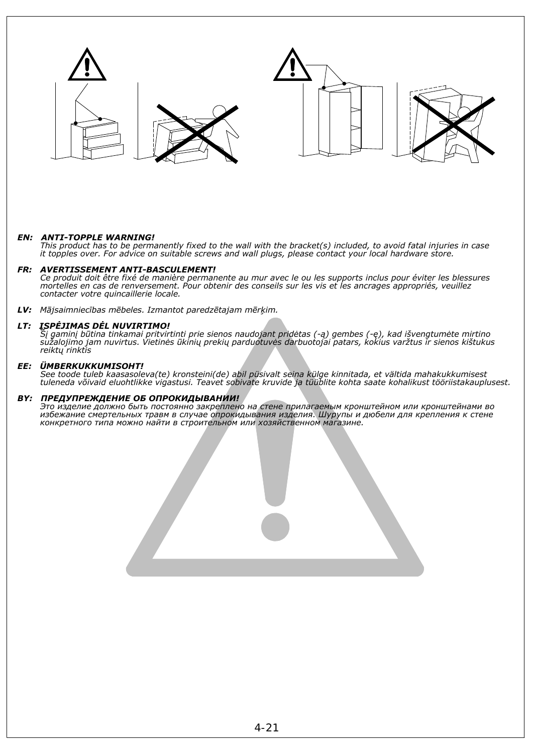**EN: *ANTI-TOPPLE WARNING!***
*This product has to be permanently fixed to the wall with the bracket(s) included, to avoid fatal injuries in case it topples over. For advice on suitable screws and wall plugs, please contact your local hardware store.*

**FR: *AVERTISSEMENT ANTI-BASCULEMENT!***
*Ce produit doit être fixé de manière permanente au mur avec le ou les supports inclus pour éviter les blessures mortelles en cas de renversement. Pour obtenir des conseils sur les vis et les ancrages appropriés, veuillez contacter votre quincaillerie locale.*

**LV:** *Mājsaimniecības mēbeles. Izmantot paredzētajam mērķim.*

**LT: *ĮSPĖJIMAS DĖL NUVIRTIMO!***
*Šį gaminį būtina tinkamai pritvirtinti prie sienos naudojant pridėtas (-ą) gembes (-ę), kad išvengtumėte mirtino sužalojimo jam nuvirtus. Vietinės ūkinių prekių parduotuvės darbuotojai patars, kokius varžtus ir sienos kištukus reiktų rinktis*

**EE: *ÜMBERKUKKUMISOHT!***
*See toode tuleb kaasasoleva(te) kronsteini(de) abil püsivalt seina külge kinnitada, et vältida mahakukkumisest tuleneda võivaid eluohtlikke vigastusi. Teavet sobivate kruvide ja tüüblite kohta saate kohalikust tööriistakauplusest.*

**BY: *ПРЕДУПРЕЖДЕНИЕ ОБ ОПРОКИДЫВАНИИ!***
*Это изделие должно быть постоянно закреплено на стене прилагаемым кронштейном или кронштейнами во избежание смертельных травм в случае опрокидывания изделия. Шурупы и дюбели для крепления к стене конкретного типа можно найти в строительном или хозяйственном магазине.*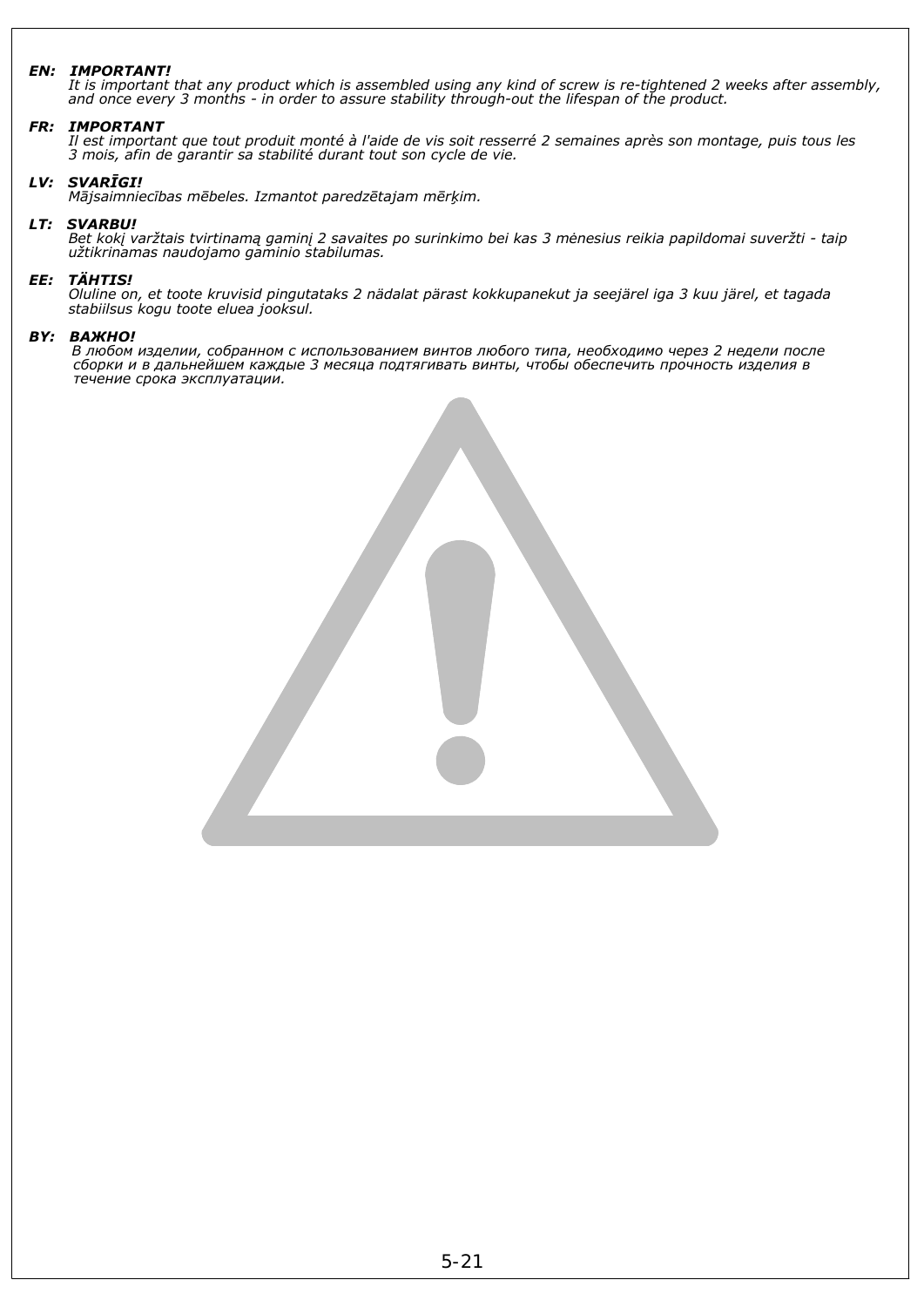***EN: IMPORTANT!***
*It is important that any product which is assembled using any kind of screw is re-tightened 2 weeks after assembly, and once every 3 months - in order to assure stability through-out the lifespan of the product.*

***FR: IMPORTANT***
*Il est important que tout produit monté à l'aide de vis soit resserré 2 semaines après son montage, puis tous les 3 mois, afin de garantir sa stabilité durant tout son cycle de vie.*

***LV: SVARĪGI!***
*Mājsaimniecības mēbeles. Izmantot paredzētajam mērķim.*

***LT: SVARBU!***
*Bet kokį varžtais tvirtinamą gaminį 2 savaites po surinkimo bei kas 3 mėnesius reikia papildomai suveržti - taip užtikrinamas naudojamo gaminio stabilumas.*

***EE: TÄHTIS!***
*Oluline on, et toote kruvisid pingutataks 2 nädalat pärast kokkupanekut ja seejärel iga 3 kuu järel, et tagada stabiilsus kogu toote eluea jooksul.*

***BY: ВАЖНО!***
*В любом изделии, собранном с использованием винтов любого типа, необходимо через 2 недели после сборки и в дальнейшем каждые 3 месяца подтягивать винты, чтобы обеспечить прочность изделия в течение срока эксплуатации.*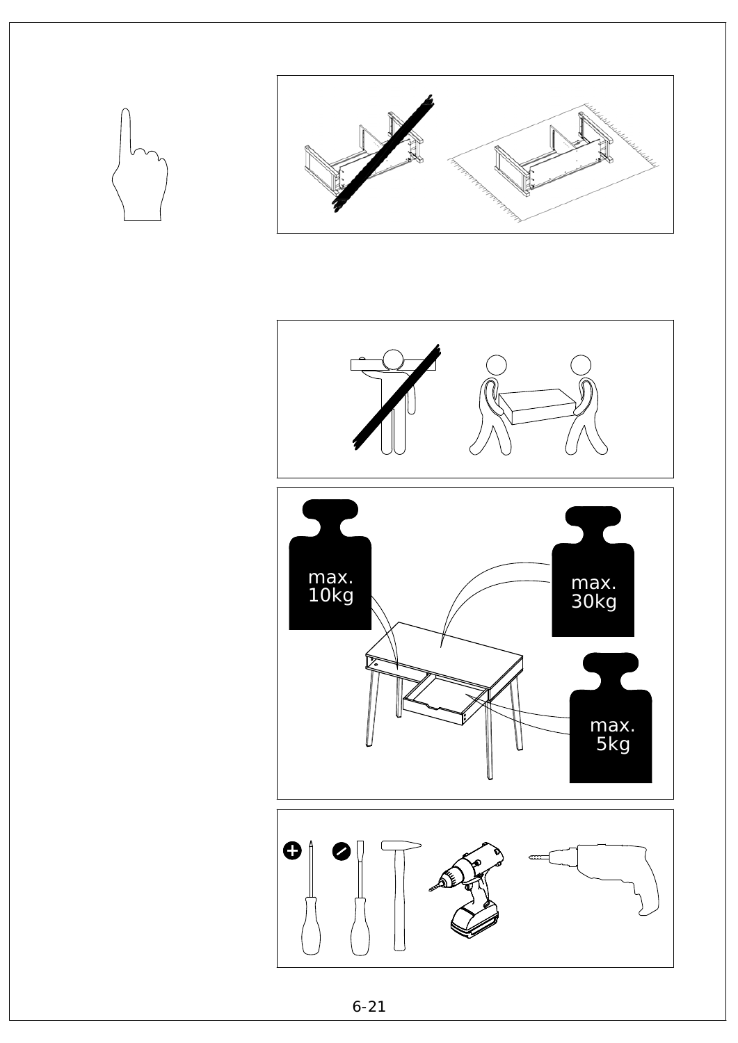max.
10kg

max.
30kg

max.
5kg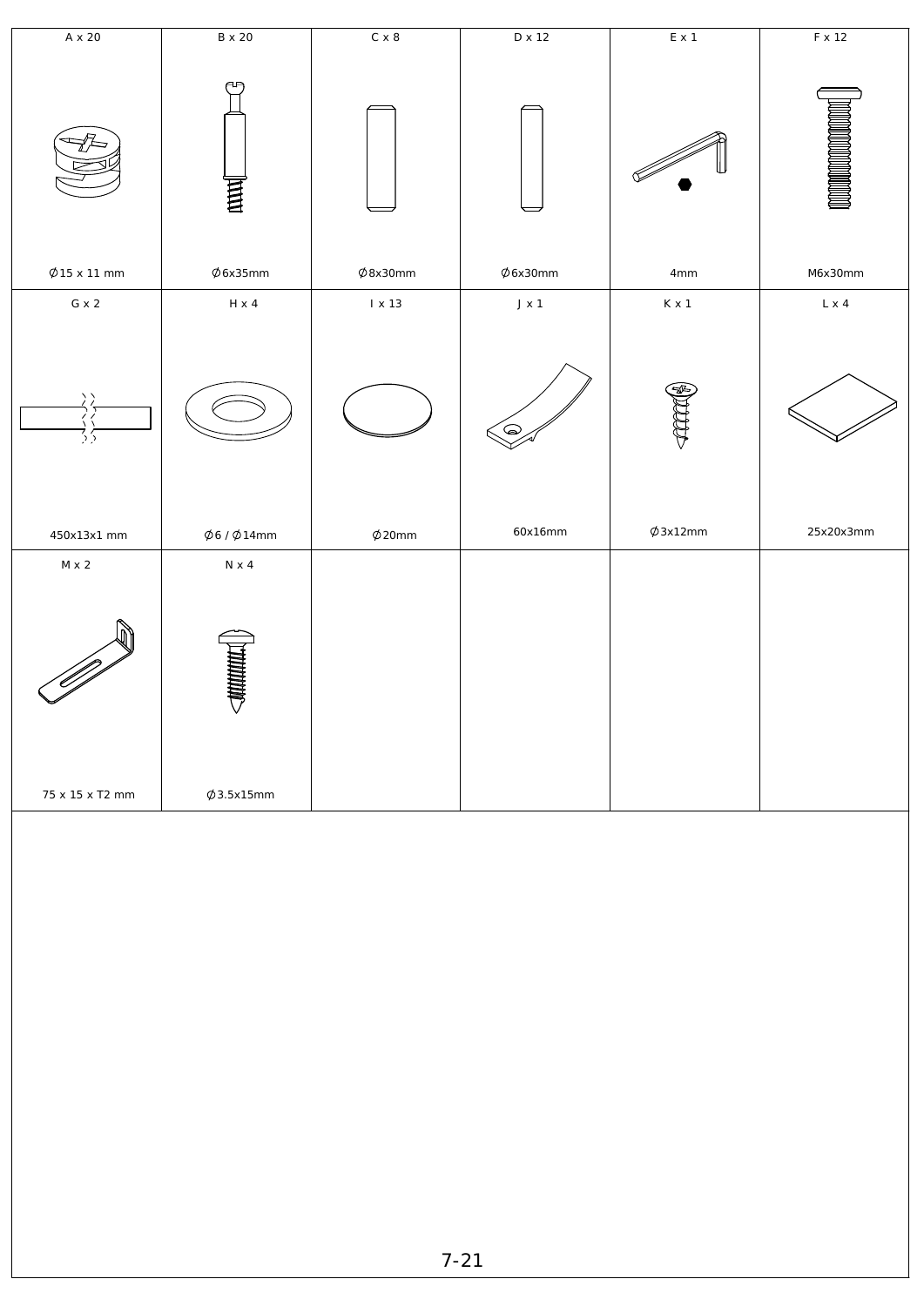| A x 20 | B x 20 | C x 8 | D x 12 | E x 1 | F x 12 |
| --- | --- | --- | --- | --- | --- |
| Ø15 x 11 mm | Ø6x35mm | Ø8x30mm | Ø6x30mm | 4mm | M6x30mm |
| G x 2 | H x 4 | I x 13 | J x 1 | K x 1 | L x 4 |
| 450x13x1 mm | Ø6 / Ø14mm | Ø20mm | 60x16mm | Ø3x12mm | 25x20x3mm |
| M x 2 | N x 4 | | | | |
| 75 x 15 x T2 mm | Ø3.5x15mm | | | | |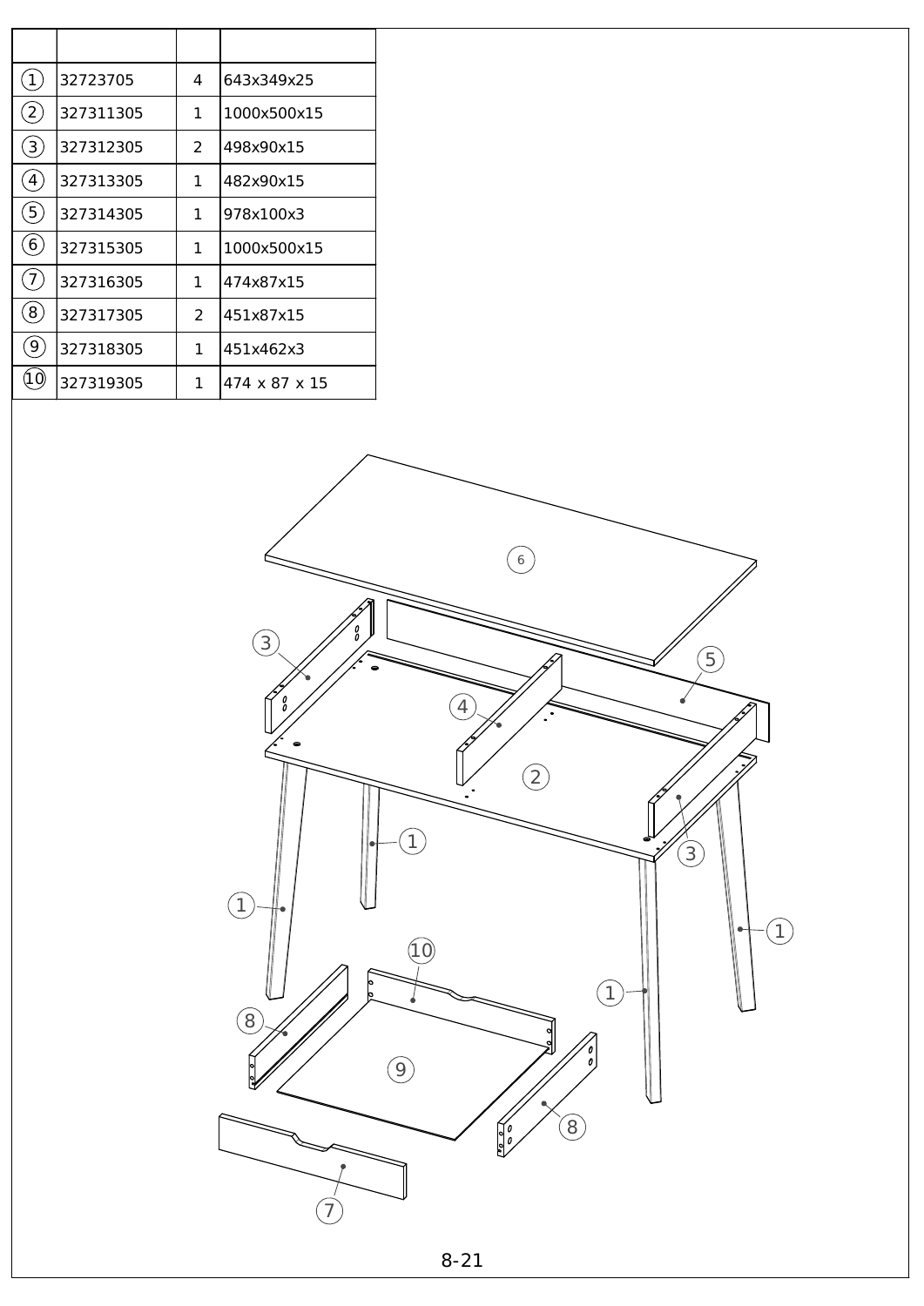| | | | |
|---|---|---|---|
| ① | 32723705 | 4 | 643x349x25 |
| ② | 327311305 | 1 | 1000x500x15 |
| ③ | 327312305 | 2 | 498x90x15 |
| ④ | 327313305 | 1 | 482x90x15 |
| ⑤ | 327314305 | 1 | 978x100x3 |
| ⑥ | 327315305 | 1 | 1000x500x15 |
| ⑦ | 327316305 | 1 | 474x87x15 |
| ⑧ | 327317305 | 2 | 451x87x15 |
| ⑨ | 327318305 | 1 | 451x462x3 |
| ⑩ | 327319305 | 1 | 474 x 87 x 15 |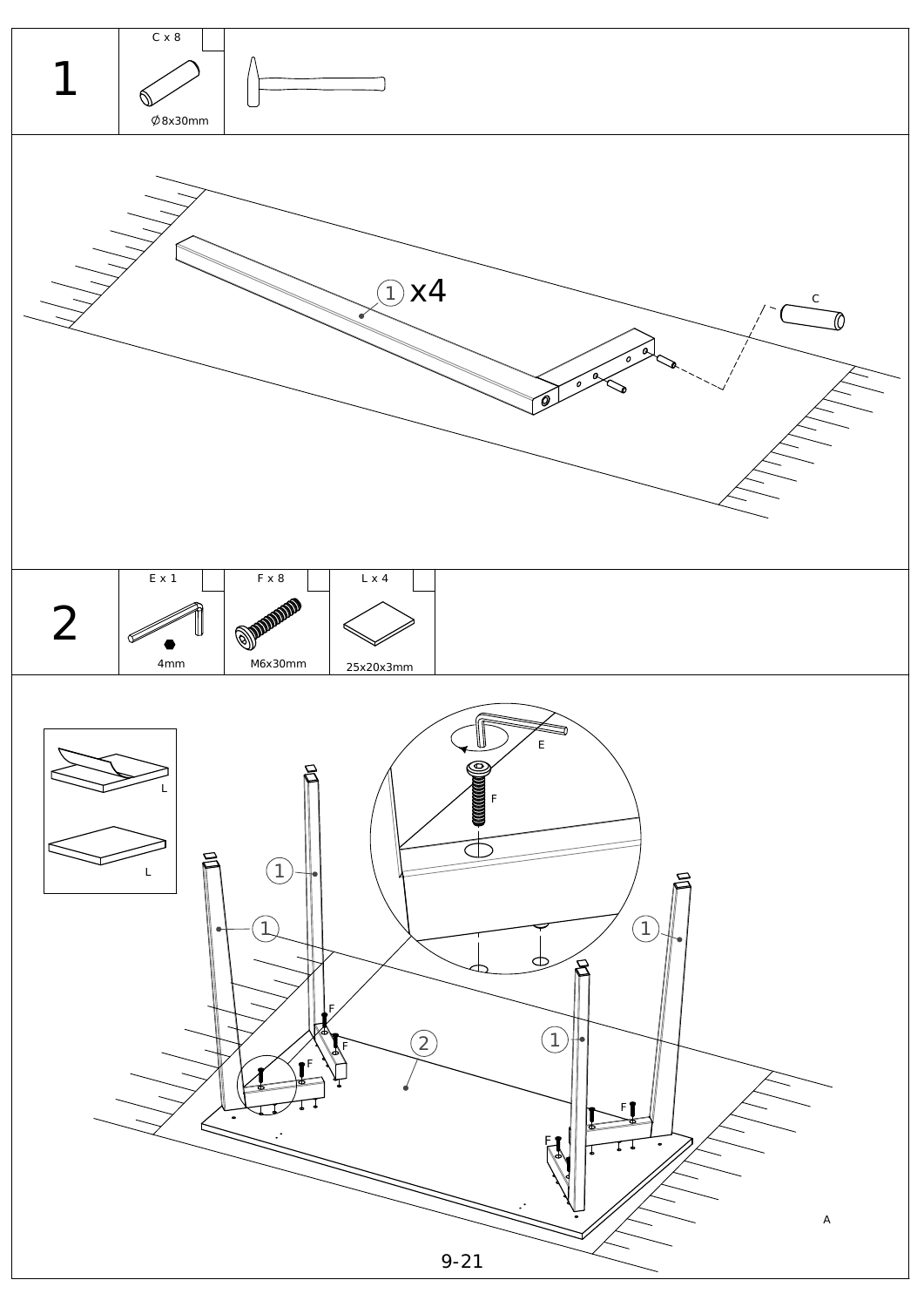# 1

C x 8

∅8x30mm

① x4

C

# 2

E x 1

4mm

F x 8

M6x30mm

L x 4

25x20x3mm

L

L

E

F

①

①

①

①

②

F

F

F

F

F

A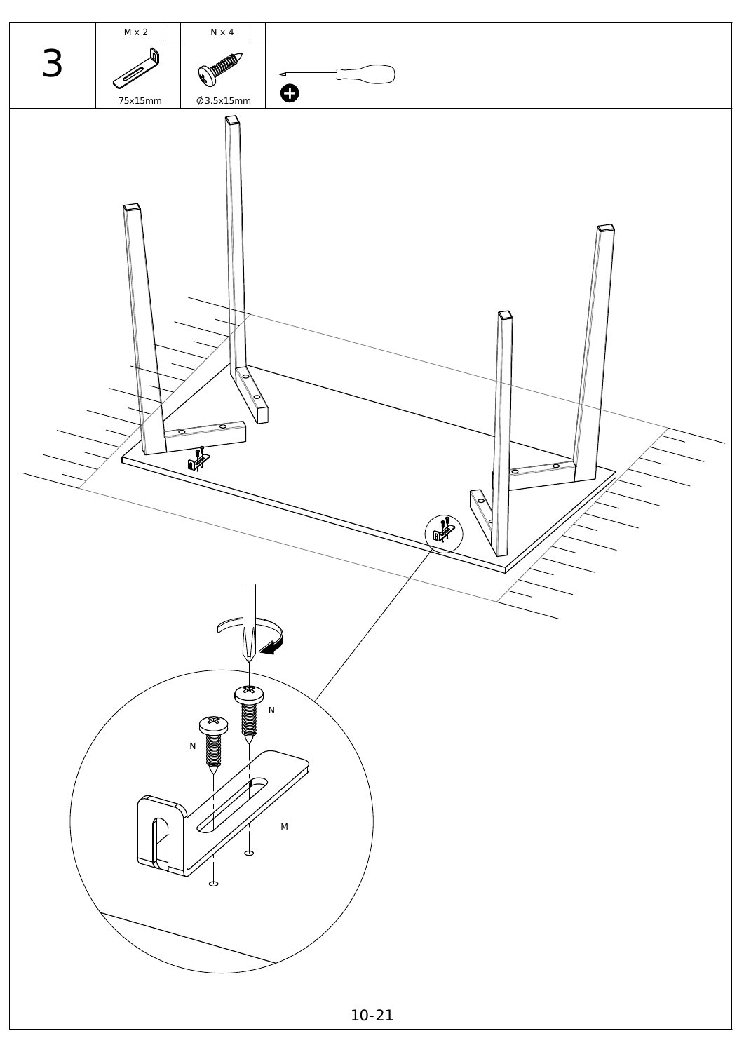# 3

| M x 2 | N x 4 |
| --- | --- |
| 75x15mm | ∅3.5x15mm |

N

N

M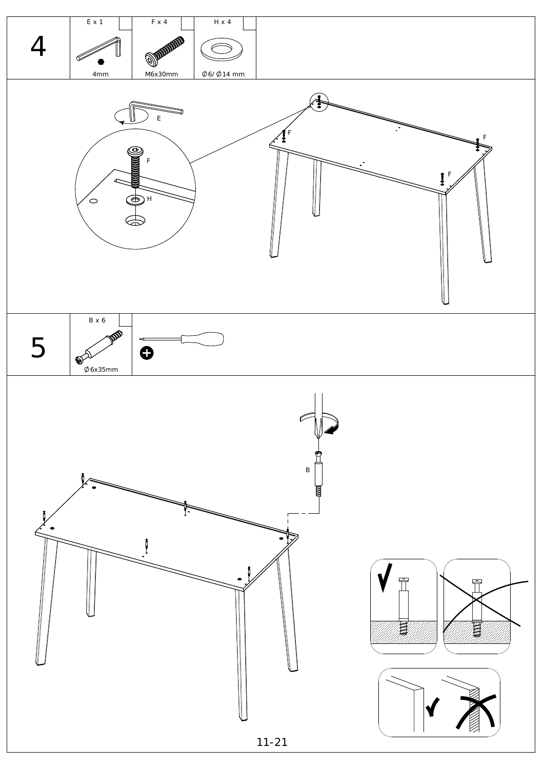## 4

| E x 1 | F x 4 | H x 4 |
| --- | --- | --- |
| 4mm | M6x30mm | ∅6/∅14 mm |

E

F

H

F

F

F

F

## 5

| B x 6 |
| --- |
| ∅6x35mm |

B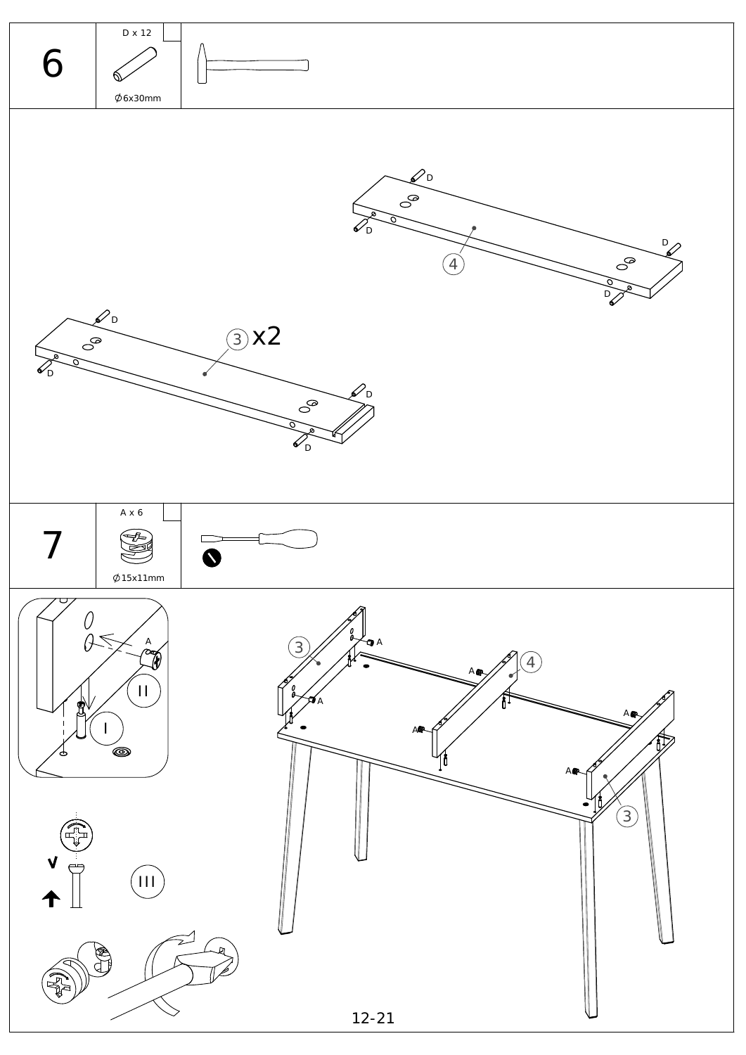# 6

D x 12

∅6x30mm

D

D

D

D

4

3 x2

D

D

D

D

# 7

A x 6

∅15x11mm

A

II

I

III

3

A

A

4

A

A

A

A

3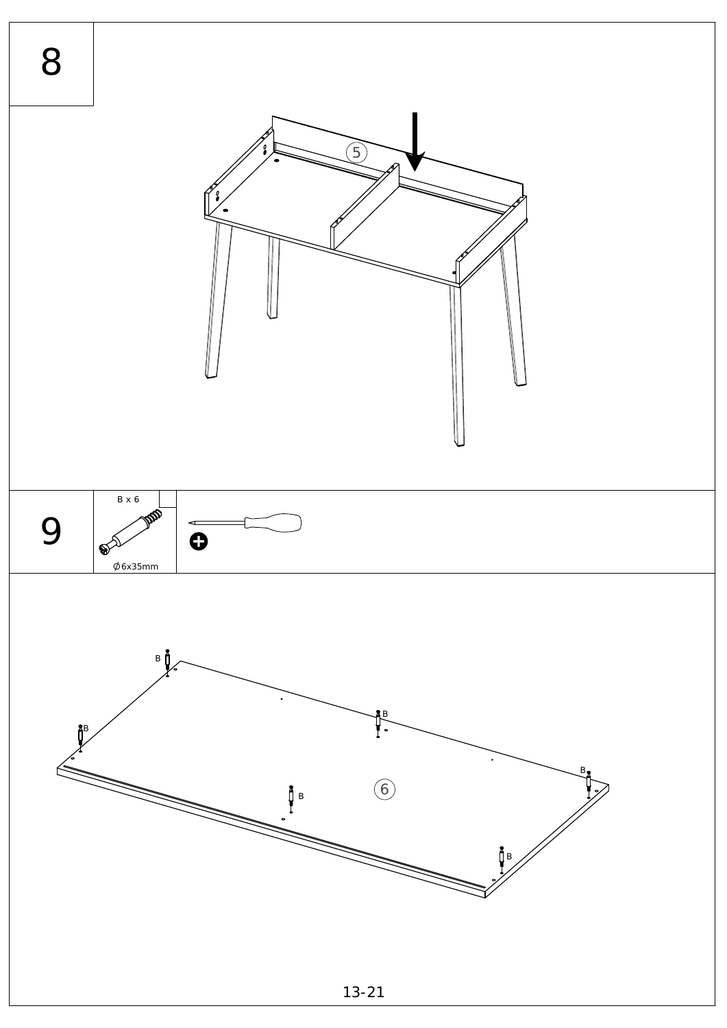# 8

5

# 9

B x 6

$\emptyset$6x35mm

B

B

B

B

B

B

6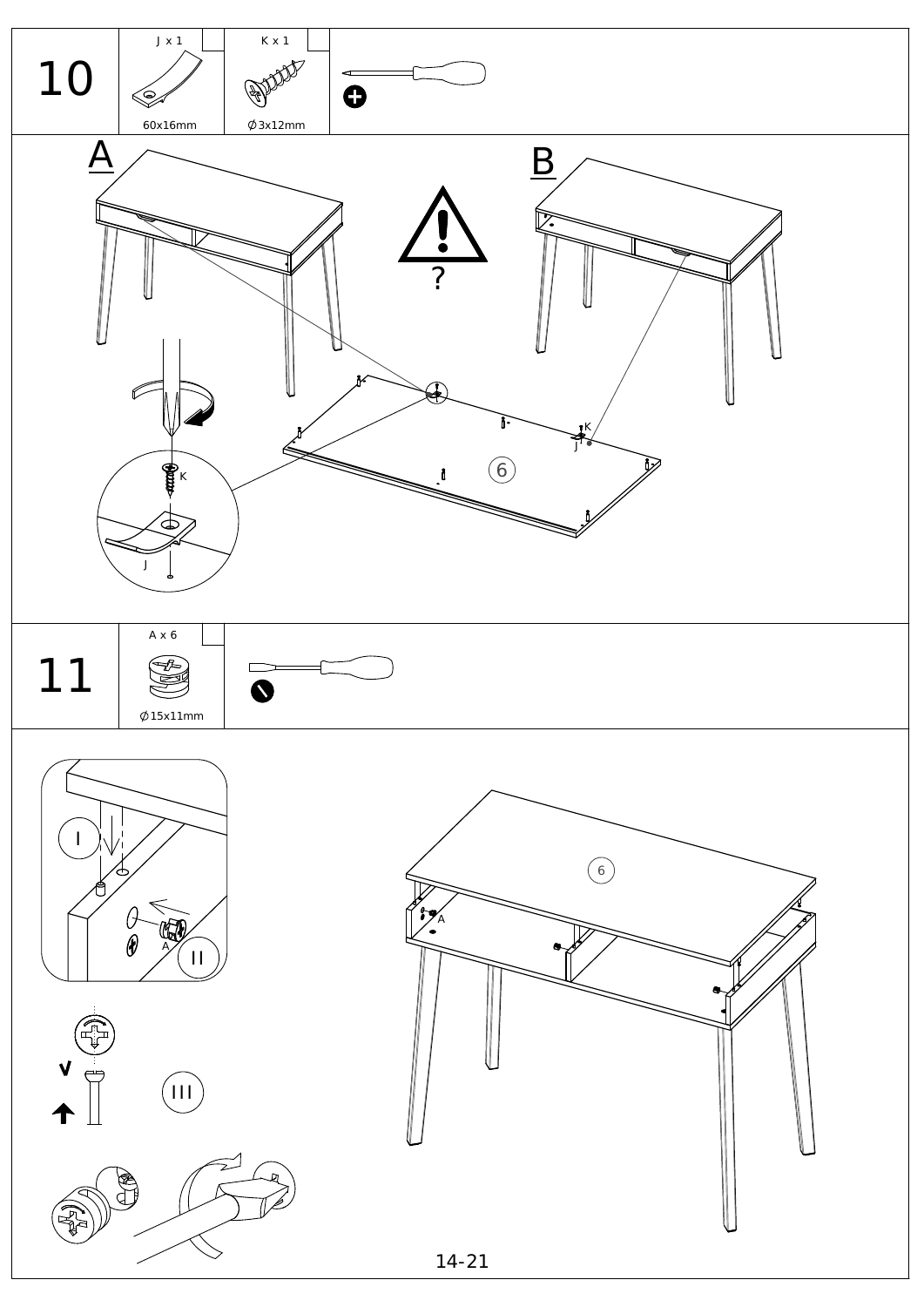## 10

J x 1 — 60x16mm

K x 1 — $\varnothing$3x12mm

A

B

?

K

J

6

## 11

A x 6 — $\varnothing$15x11mm

I

II

A

III

6

A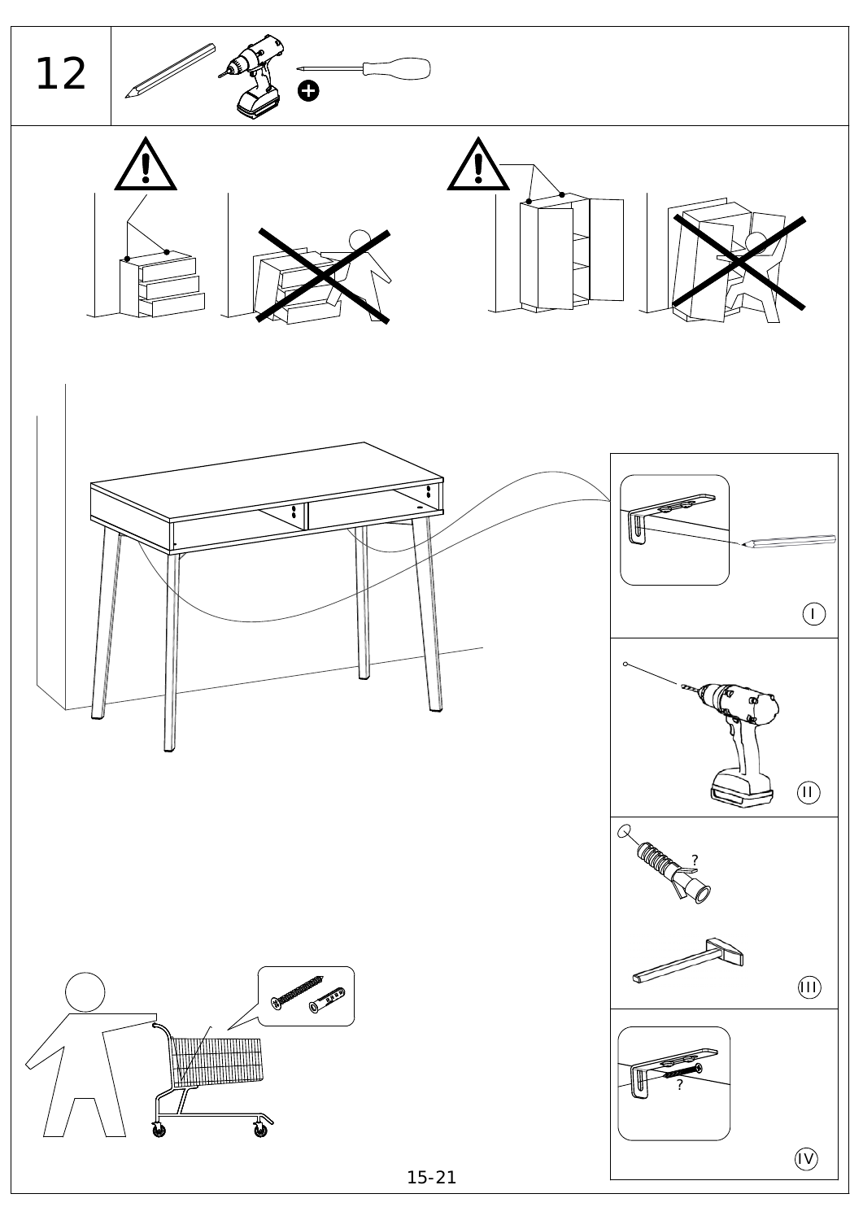# 12

I

II

?

III

?

IV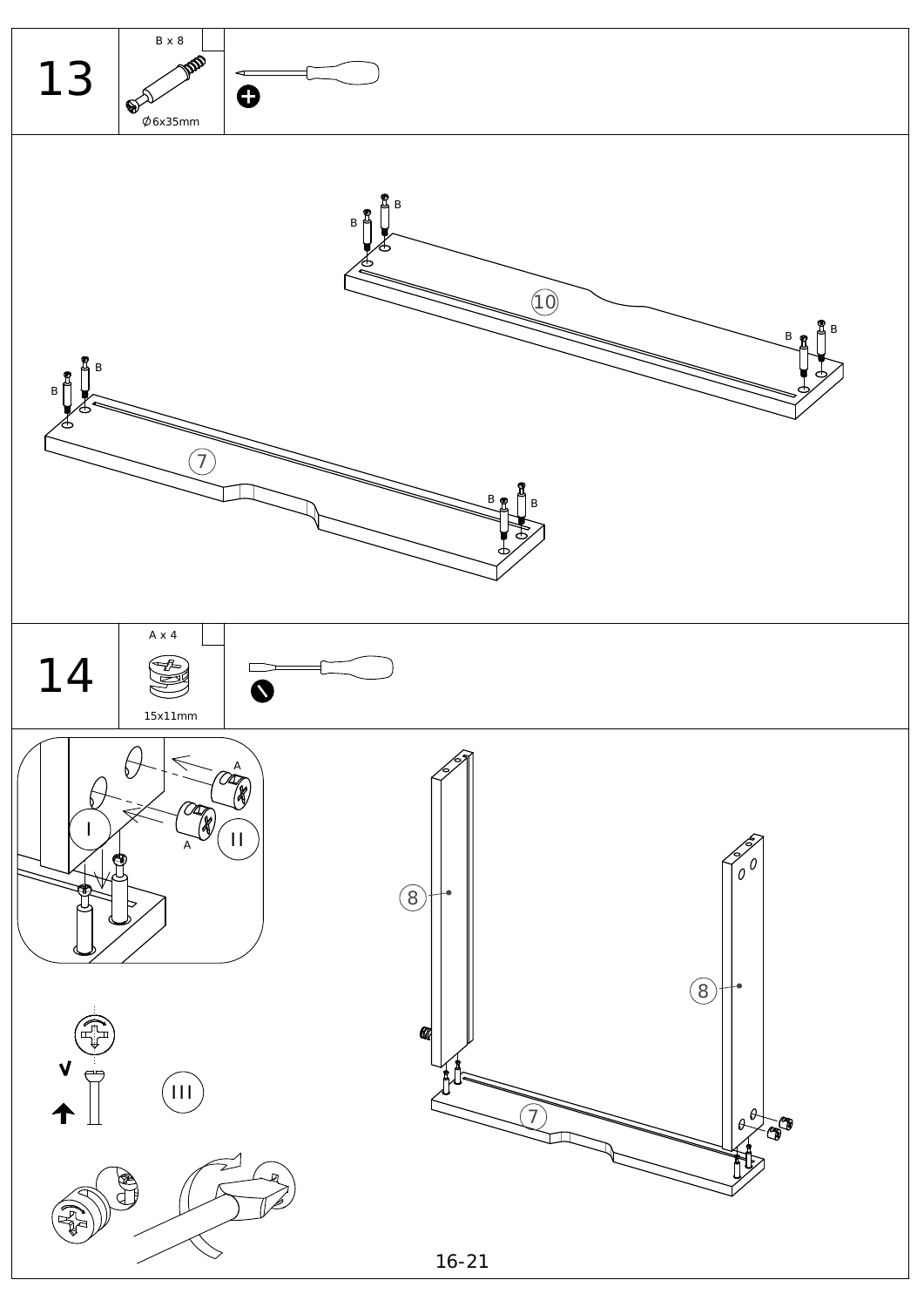# 13

B x 8

∅6x35mm

B B 10 B B

B B 7 B B

# 14

A x 4

15x11mm

A A I II

8 8

III

7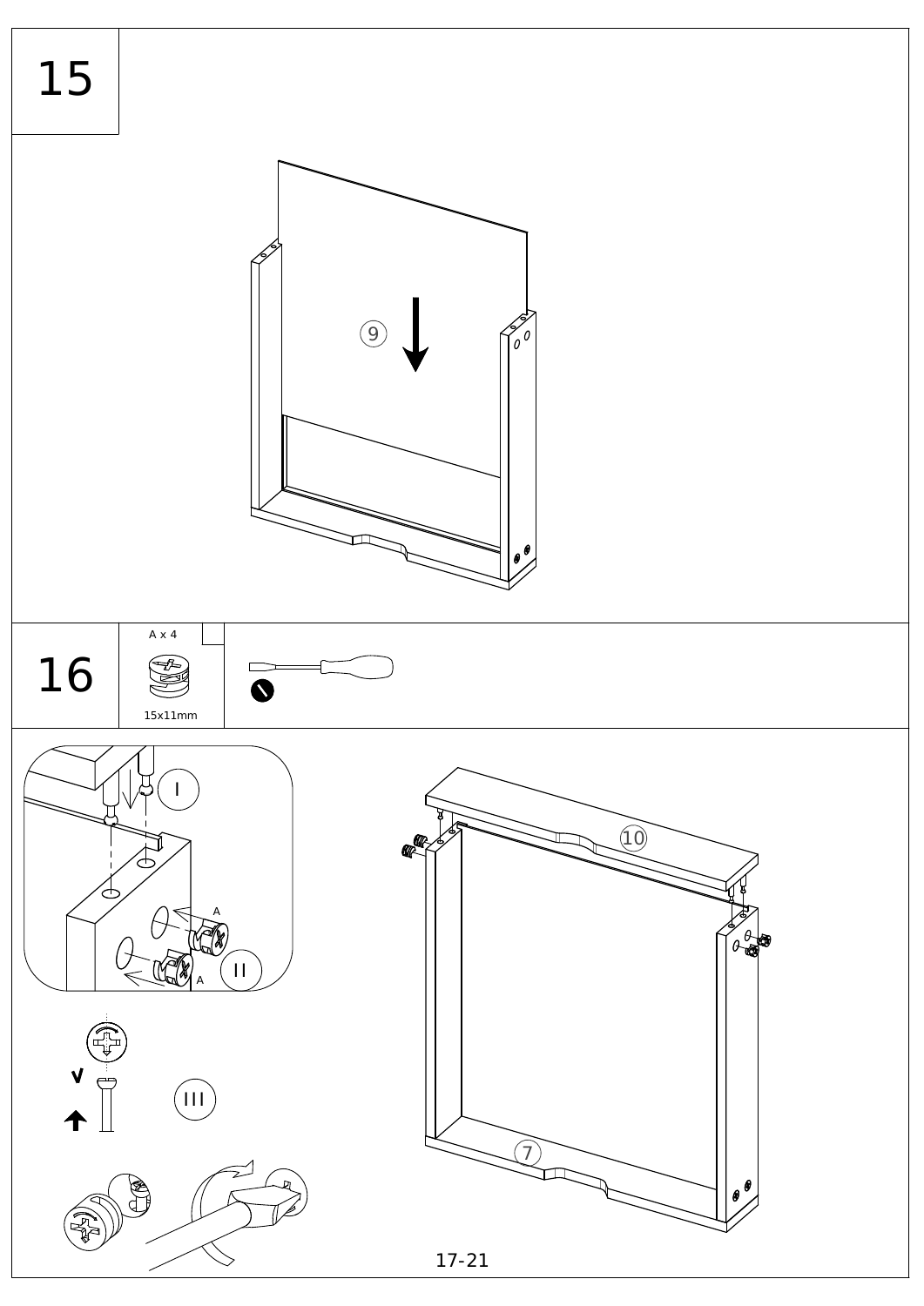# 15

9

# 16

A x 4

15x11mm

I

II

A

A

III

10

7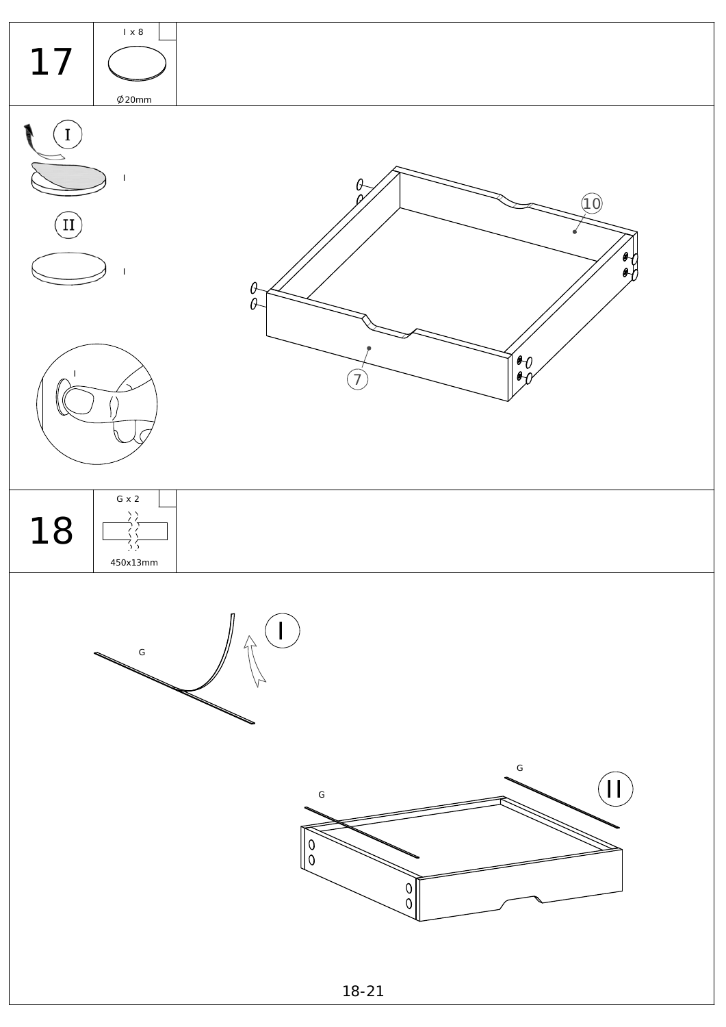## 17

I x 8

∅20mm

I

II

I

I

I

10

7

## 18

G x 2

450x13mm

G

I

G

G

II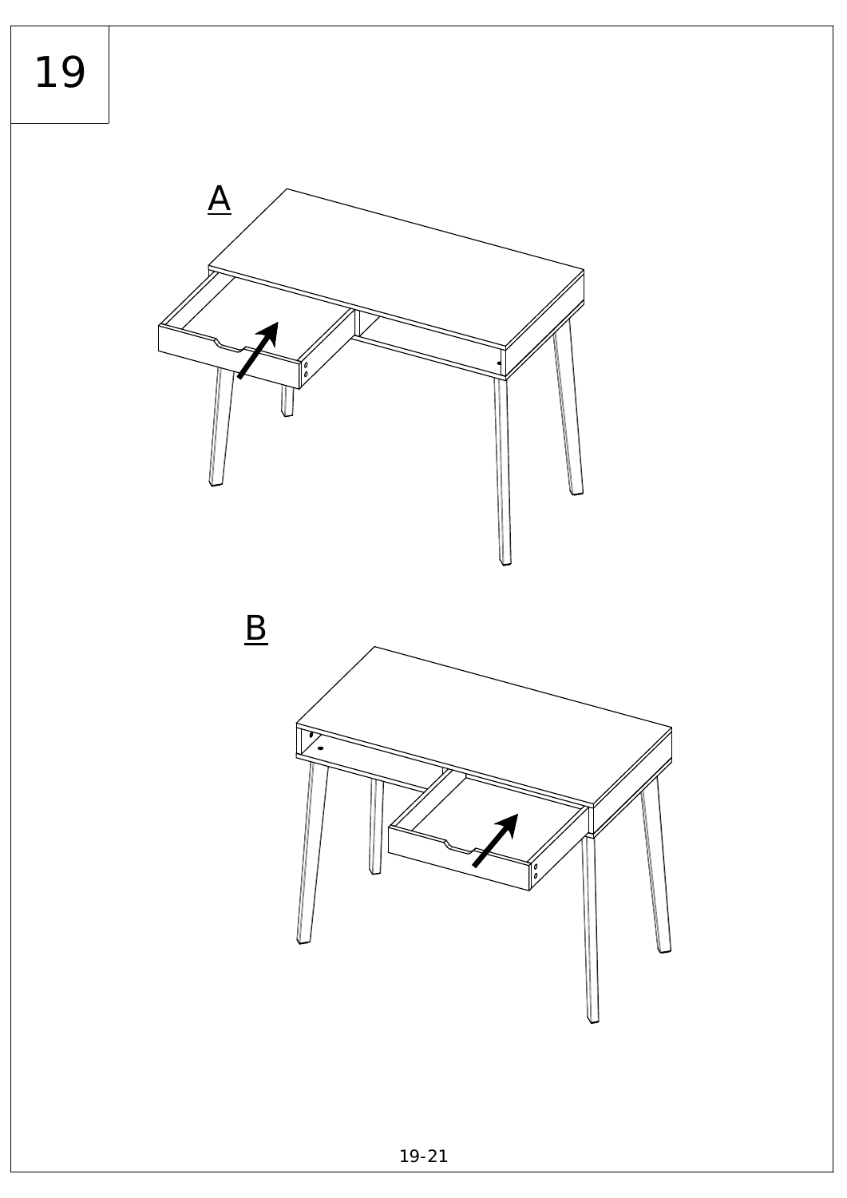# 19

A

B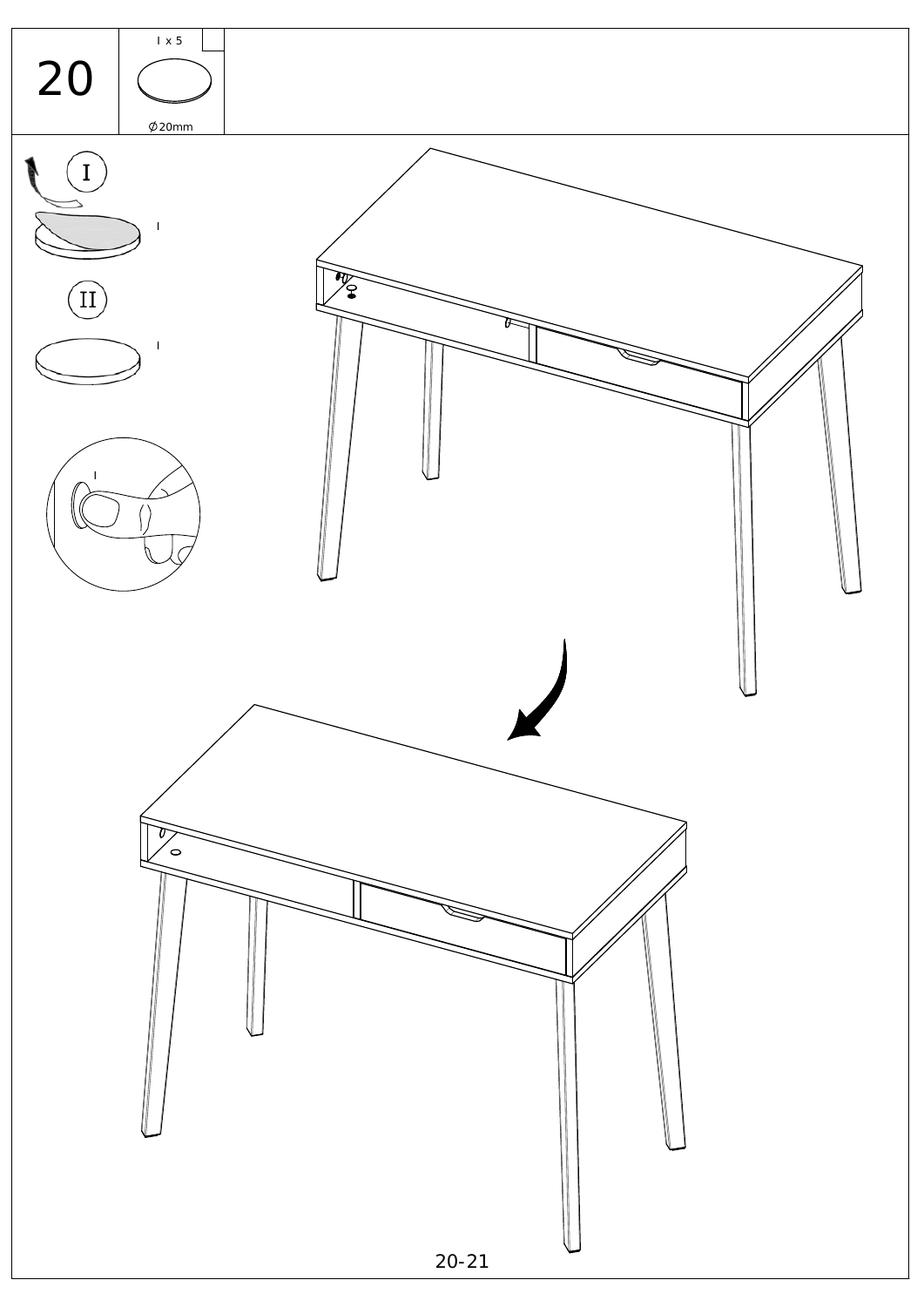20

I x 5

∅20mm

I

I

II

I

I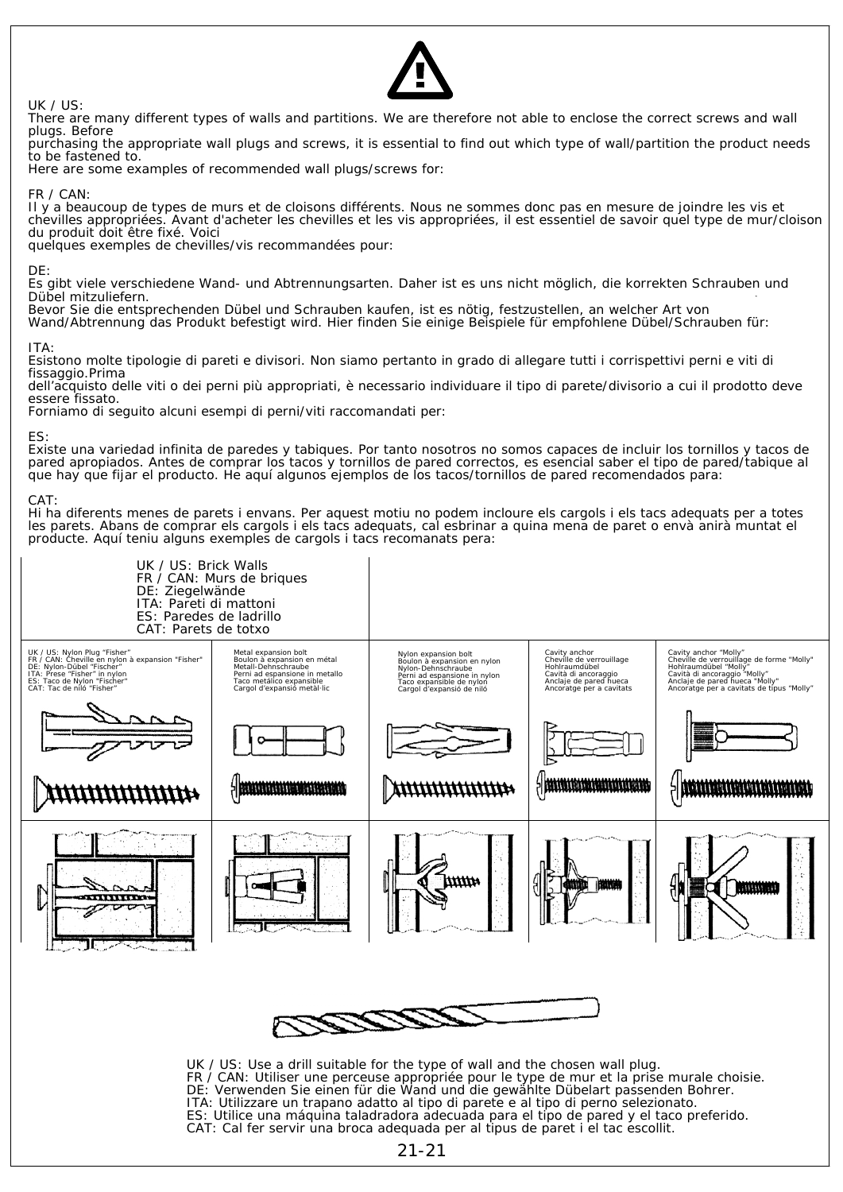UK / US:
There are many different types of walls and partitions. We are therefore not able to enclose the correct screws and wall plugs. Before
purchasing the appropriate wall plugs and screws, it is essential to find out which type of wall/partition the product needs to be fastened to.
Here are some examples of recommended wall plugs/screws for:

FR / CAN:
Il y a beaucoup de types de murs et de cloisons différents. Nous ne sommes donc pas en mesure de joindre les vis et chevilles appropriées. Avant d'acheter les chevilles et les vis appropriées, il est essentiel de savoir quel type de mur/cloison du produit doit être fixé. Voici
quelques exemples de chevilles/vis recommandées pour:

DE:
Es gibt viele verschiedene Wand- und Abtrennungsarten. Daher ist es uns nicht möglich, die korrekten Schrauben und Dübel mitzuliefern.
Bevor Sie die entsprechenden Dübel und Schrauben kaufen, ist es nötig, festzustellen, an welcher Art von Wand/Abtrennung das Produkt befestigt wird. Hier finden Sie einige Beispiele für empfohlene Dübel/Schrauben für:

ITA:
Esistono molte tipologie di pareti e divisori. Non siamo pertanto in grado di allegare tutti i corrispettivi perni e viti di fissaggio.Prima
dell'acquisto delle viti o dei perni più appropriati, è necessario individuare il tipo di parete/divisorio a cui il prodotto deve essere fissato.
Forniamo di seguito alcuni esempi di perni/viti raccomandati per:

ES:
Existe una variedad infinita de paredes y tabiques. Por tanto nosotros no somos capaces de incluir los tornillos y tacos de pared apropiados. Antes de comprar los tacos y tornillos de pared correctos, es esencial saber el tipo de pared/tabique al que hay que fijar el producto. He aquí algunos ejemplos de los tacos/tornillos de pared recomendados para:

CAT:
Hi ha diferents menes de parets i envans. Per aquest motiu no podem incloure els cargols i els tacs adequats per a totes les parets. Abans de comprar els cargols i els tacs adequats, cal esbrinar a quina mena de paret o envà anirà muntat el producte. Aquí teniu alguns exemples de cargols i tacs recomanats pera:

UK / US: Brick Walls
FR / CAN: Murs de briques
DE: Ziegelwände
ITA: Pareti di mattoni
ES: Paredes de ladrillo
CAT: Parets de totxo

| | | | | |
|---|---|---|---|---|
| UK / US: Nylon Plug "Fisher"<br>FR / CAN: Cheville en nylon à expansion "Fisher"<br>DE: Nylon-Dübel "Fischer"<br>ITA: Prese "Fisher" in nylon<br>ES: Taco de Nylon "Fischer"<br>CAT: Tac de niló "Fisher" | Metal expansion bolt<br>Boulon à expansion en métal<br>Metall-Dehnschraube<br>Perni ad espansione in metallo<br>Taco metálico expansible<br>Cargol d'expansió metàl·lic | Nylon expansion bolt<br>Boulon à expansion en nylon<br>Nylon-Dehnschraube<br>Perni ad espansione in nylon<br>Taco expansible de nylon<br>Cargol d'expansió de niló | Cavity anchor<br>Cheville de verrouillage<br>Hohlraumdübel<br>Cavità di ancoraggio<br>Anclaje de pared hueca<br>Ancoratge per a cavitats | Cavity anchor "Molly"<br>Cheville de verrouillage de forme "Molly"<br>Hohlraumdübel "Molly"<br>Cavità di ancoraggio "Molly"<br>Anclaje de pared hueca "Molly"<br>Ancoratge per a cavitats de tipus "Molly" |

UK / US: Use a drill suitable for the type of wall and the chosen wall plug.
FR / CAN: Utiliser une perceuse appropriée pour le type de mur et la prise murale choisie.
DE: Verwenden Sie einen für die Wand und die gewählte Dübelart passenden Bohrer.
ITA: Utilizzare un trapano adatto al tipo di parete e al tipo di perno selezionato.
ES: Utilice una máquina taladradora adecuada para el tipo de pared y el taco preferido.
CAT: Cal fer servir una broca adequada per al tipus de paret i el tac escollit.